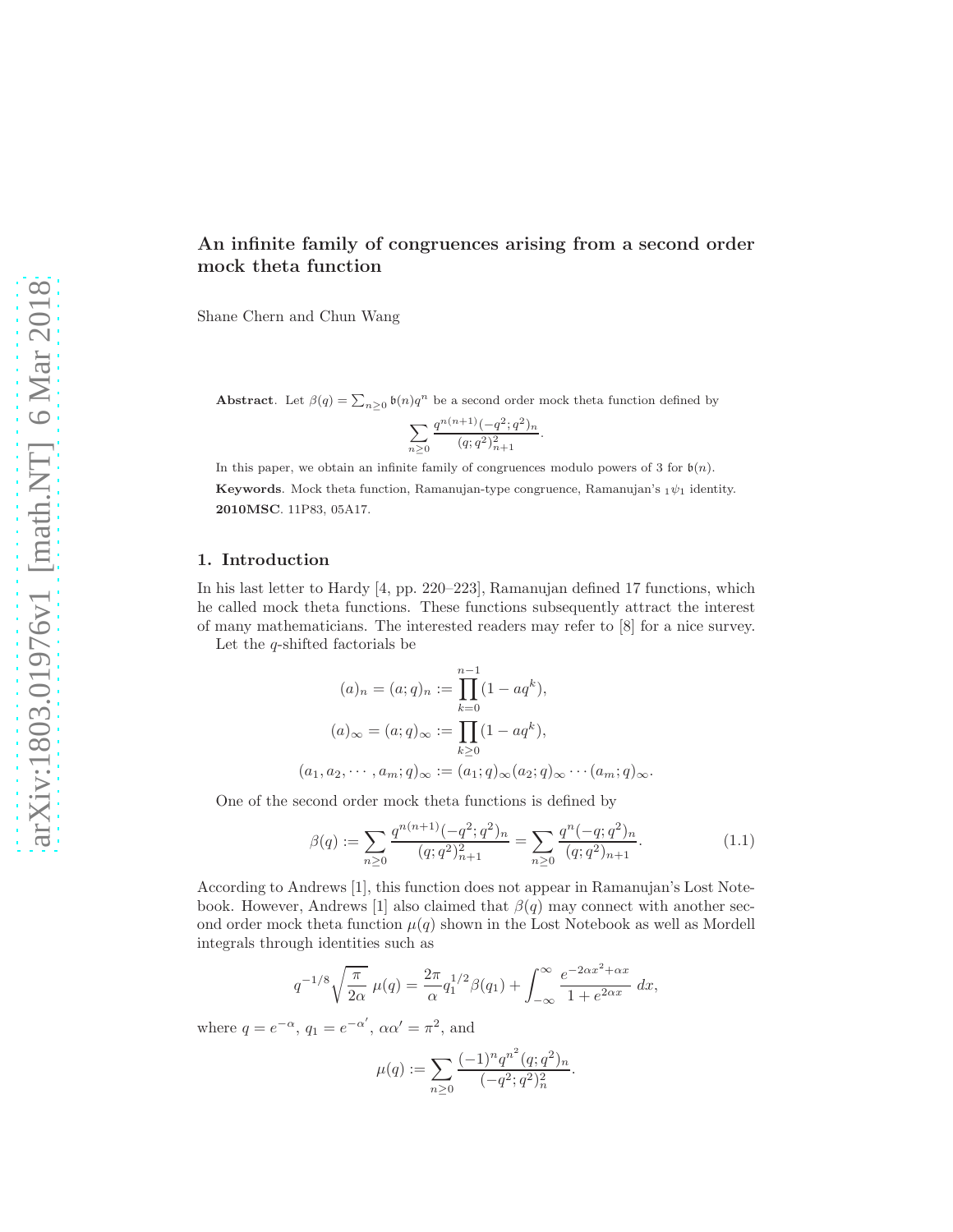# An infinite family of congruences arising from a second order mock theta function

Shane Chern and Chun Wang

**Abstract**. Let $\beta(q) = \sum_{n\ge 0} \mathfrak{b}(n) q^n$ be a second order mock theta function defined by

$$\sum_{n\ge 0} \frac{q^{n(n+1)}(-q^2;q^2)_n}{(q;q^2)_{n+1}^2}.$$

In this paper, we obtain an infinite family of congruences modulo powers of 3 for $\mathfrak{b}(n)$.

**Keywords**. Mock theta function, Ramanujan-type congruence, Ramanujan's ${}_1\psi_1$ identity.

**2010MSC**. 11P83, 05A17.

## 1. Introduction

In his last letter to Hardy [4, pp. 220–223], Ramanujan defined 17 functions, which he called mock theta functions. These functions subsequently attract the interest of many mathematicians. The interested readers may refer to [8] for a nice survey.

Let the $q$-shifted factorials be

$$(a)_n = (a;q)_n := \prod_{k=0}^{n-1}(1-aq^k),$$

$$(a)_\infty = (a;q)_\infty := \prod_{k\ge 0}(1-aq^k),$$

$$(a_1,a_2,\cdots,a_m;q)_\infty := (a_1;q)_\infty (a_2;q)_\infty \cdots (a_m;q)_\infty.$$

One of the second order mock theta functions is defined by

$$\beta(q) := \sum_{n\ge 0} \frac{q^{n(n+1)}(-q^2;q^2)_n}{(q;q^2)_{n+1}^2} = \sum_{n\ge 0} \frac{q^n(-q;q^2)_n}{(q;q^2)_{n+1}}. \tag{1.1}$$

According to Andrews [1], this function does not appear in Ramanujan's Lost Notebook. However, Andrews [1] also claimed that $\beta(q)$ may connect with another second order mock theta function $\mu(q)$ shown in the Lost Notebook as well as Mordell integrals through identities such as

$$q^{-1/8}\sqrt{\frac{\pi}{2\alpha}}\,\mu(q) = \frac{2\pi}{\alpha} q_1^{1/2}\beta(q_1) + \int_{-\infty}^{\infty} \frac{e^{-2\alpha x^2+\alpha x}}{1+e^{2\alpha x}}\,dx,$$

where $q=e^{-\alpha}$, $q_1 = e^{-\alpha'}$, $\alpha\alpha' = \pi^2$, and

$$\mu(q) := \sum_{n\ge 0} \frac{(-1)^n q^{n^2}(q;q^2)_n}{(-q^2;q^2)_n^2}.$$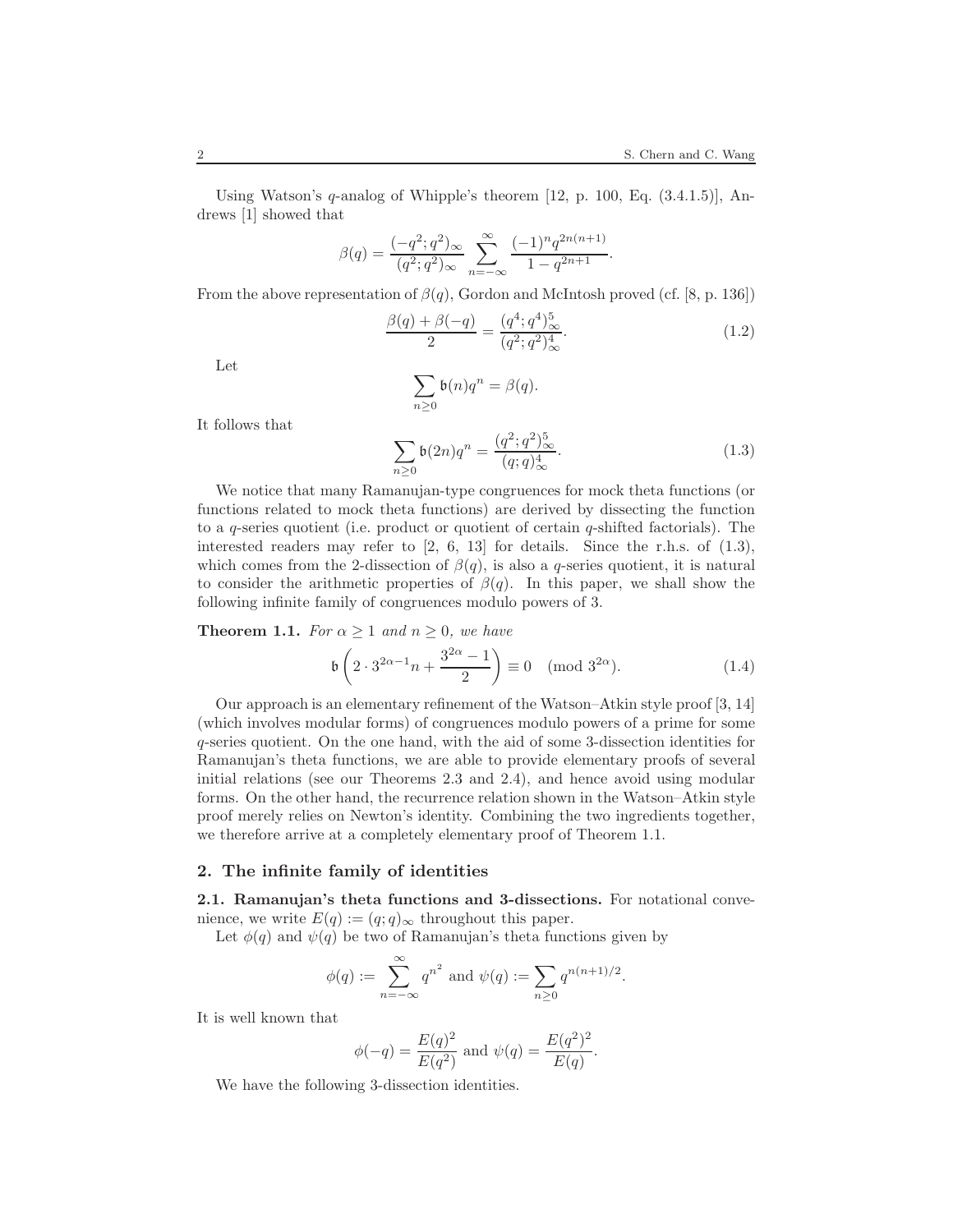Using Watson's $q$-analog of Whipple's theorem [12, p. 100, Eq. (3.4.1.5)], Andrews [1] showed that

$$\beta(q) = \frac{(-q^2;q^2)_\infty}{(q^2;q^2)_\infty} \sum_{n=-\infty}^{\infty} \frac{(-1)^n q^{2n(n+1)}}{1-q^{2n+1}}.$$

From the above representation of $\beta(q)$, Gordon and McIntosh proved (cf. [8, p. 136])

$$\frac{\beta(q)+\beta(-q)}{2} = \frac{(q^4;q^4)_\infty^5}{(q^2;q^2)_\infty^4}. \tag{1.2}$$

Let

$$\sum_{n\geq 0} \mathfrak{b}(n) q^n = \beta(q).$$

It follows that

$$\sum_{n\geq 0} \mathfrak{b}(2n) q^n = \frac{(q^2;q^2)_\infty^5}{(q;q)_\infty^4}. \tag{1.3}$$

We notice that many Ramanujan-type congruences for mock theta functions (or functions related to mock theta functions) are derived by dissecting the function to a $q$-series quotient (i.e. product or quotient of certain $q$-shifted factorials). The interested readers may refer to [2, 6, 13] for details. Since the r.h.s. of (1.3), which comes from the 2-dissection of $\beta(q)$, is also a $q$-series quotient, it is natural to consider the arithmetic properties of $\beta(q)$. In this paper, we shall show the following infinite family of congruences modulo powers of 3.

**Theorem 1.1.** *For $\alpha \geq 1$ and $n \geq 0$, we have*

$$\mathfrak{b}\left(2\cdot 3^{2\alpha-1} n + \frac{3^{2\alpha}-1}{2}\right) \equiv 0 \pmod{3^{2\alpha}}. \tag{1.4}$$

Our approach is an elementary refinement of the Watson–Atkin style proof [3, 14] (which involves modular forms) of congruences modulo powers of a prime for some $q$-series quotient. On the one hand, with the aid of some 3-dissection identities for Ramanujan's theta functions, we are able to provide elementary proofs of several initial relations (see our Theorems 2.3 and 2.4), and hence avoid using modular forms. On the other hand, the recurrence relation shown in the Watson–Atkin style proof merely relies on Newton's identity. Combining the two ingredients together, we therefore arrive at a completely elementary proof of Theorem 1.1.

## 2. The infinite family of identities

**2.1. Ramanujan's theta functions and 3-dissections.** For notational convenience, we write $E(q) := (q;q)_\infty$ throughout this paper.

Let $\phi(q)$ and $\psi(q)$ be two of Ramanujan's theta functions given by

$$\phi(q) := \sum_{n=-\infty}^{\infty} q^{n^2} \text{ and } \psi(q) := \sum_{n\geq 0} q^{n(n+1)/2}.$$

It is well known that

$$\phi(-q) = \frac{E(q)^2}{E(q^2)} \text{ and } \psi(q) = \frac{E(q^2)^2}{E(q)}.$$

We have the following 3-dissection identities.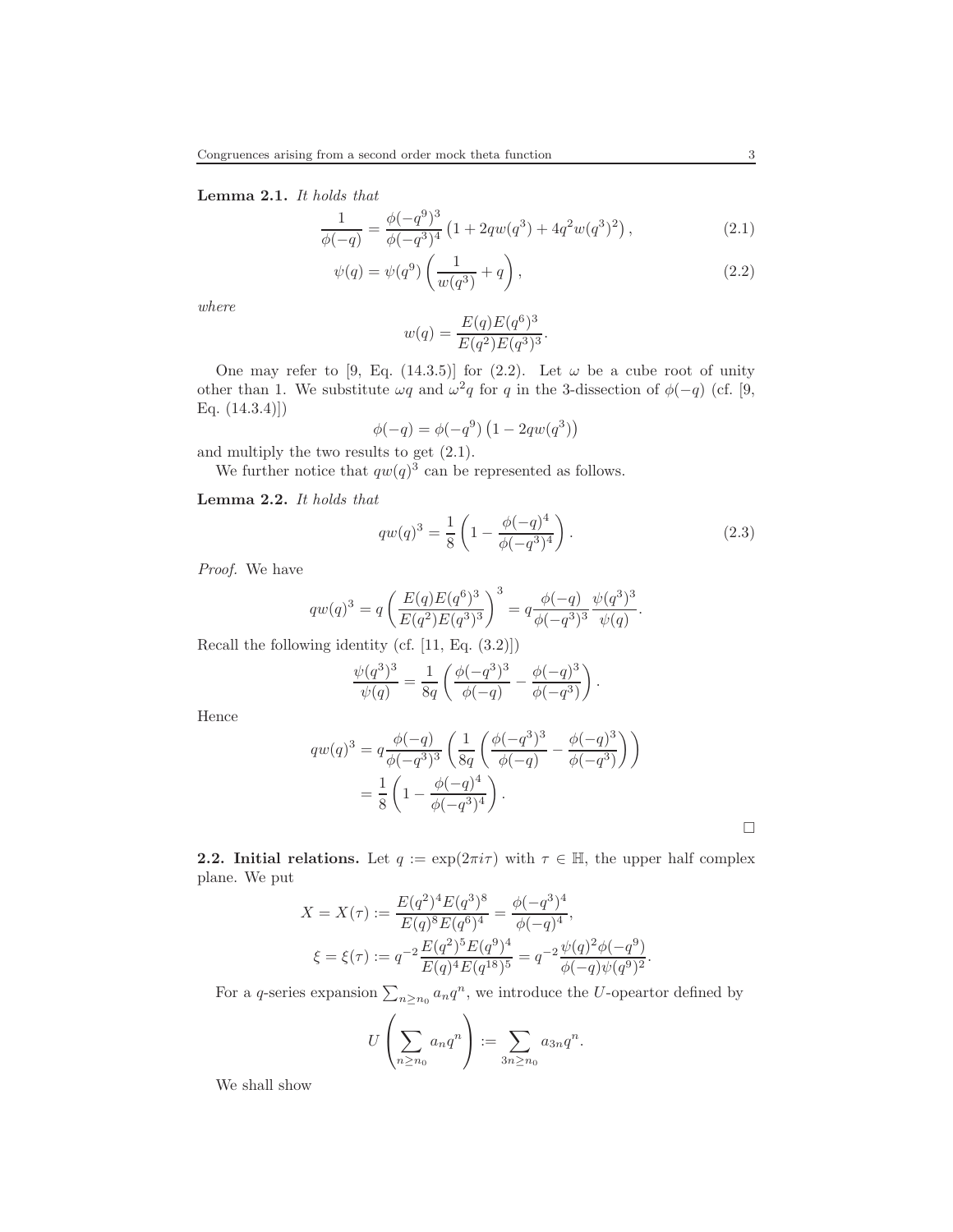**Lemma 2.1.** *It holds that*

$$\frac{1}{\phi(-q)} = \frac{\phi(-q^9)^3}{\phi(-q^3)^4}\left(1 + 2qw(q^3) + 4q^2w(q^3)^2\right), \tag{2.1}$$

$$\psi(q) = \psi(q^9)\left(\frac{1}{w(q^3)} + q\right), \tag{2.2}$$

*where*

$$w(q) = \frac{E(q)E(q^6)^3}{E(q^2)E(q^3)^3}.$$

One may refer to [9, Eq. (14.3.5)] for (2.2). Let $\omega$ be a cube root of unity other than 1. We substitute $\omega q$ and $\omega^2 q$ for $q$ in the 3-dissection of $\phi(-q)$ (cf. [9, Eq. (14.3.4)])

$$\phi(-q) = \phi(-q^9)\left(1 - 2qw(q^3)\right)$$

and multiply the two results to get (2.1).

We further notice that $qw(q)^3$ can be represented as follows.

**Lemma 2.2.** *It holds that*

$$qw(q)^3 = \frac{1}{8}\left(1 - \frac{\phi(-q)^4}{\phi(-q^3)^4}\right). \tag{2.3}$$

*Proof.* We have

$$qw(q)^3 = q\left(\frac{E(q)E(q^6)^3}{E(q^2)E(q^3)^3}\right)^3 = q\frac{\phi(-q)}{\phi(-q^3)^3}\frac{\psi(q^3)^3}{\psi(q)}.$$

Recall the following identity (cf. [11, Eq. (3.2)])

$$\frac{\psi(q^3)^3}{\psi(q)} = \frac{1}{8q}\left(\frac{\phi(-q^3)^3}{\phi(-q)} - \frac{\phi(-q)^3}{\phi(-q^3)}\right).$$

Hence

$$\begin{aligned} qw(q)^3 &= q\frac{\phi(-q)}{\phi(-q^3)^3}\left(\frac{1}{8q}\left(\frac{\phi(-q^3)^3}{\phi(-q)} - \frac{\phi(-q)^3}{\phi(-q^3)}\right)\right) \\ &= \frac{1}{8}\left(1 - \frac{\phi(-q)^4}{\phi(-q^3)^4}\right). \end{aligned}$$

□

**2.2. Initial relations.** Let $q := \exp(2\pi i\tau)$ with $\tau \in \mathbb{H}$, the upper half complex plane. We put

$$X = X(\tau) := \frac{E(q^2)^4E(q^3)^8}{E(q)^8E(q^6)^4} = \frac{\phi(-q^3)^4}{\phi(-q)^4},$$

$$\xi = \xi(\tau) := q^{-2}\frac{E(q^2)^5E(q^9)^4}{E(q)^4E(q^{18})^5} = q^{-2}\frac{\psi(q)^2\phi(-q^9)}{\phi(-q)\psi(q^9)^2}.$$

For a $q$-series expansion $\sum_{n\geq n_0} a_nq^n$, we introduce the $U$-opeartor defined by

$$U\left(\sum_{n\geq n_0} a_nq^n\right) := \sum_{3n\geq n_0} a_{3n}q^n.$$

We shall show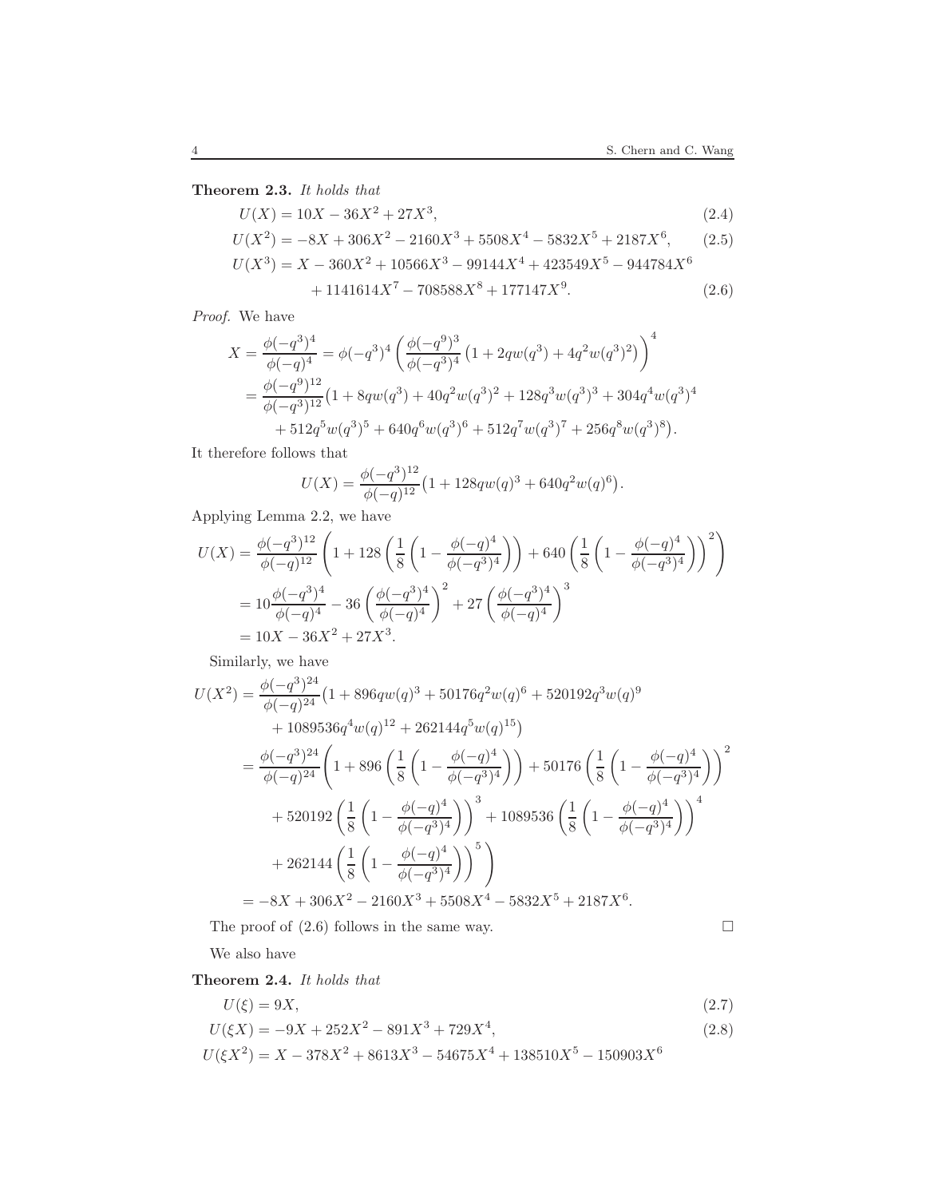**Theorem 2.3.** *It holds that*

$$U(X) = 10X - 36X^2 + 27X^3, \tag{2.4}$$

$$U(X^2) = -8X + 306X^2 - 2160X^3 + 5508X^4 - 5832X^5 + 2187X^6, \tag{2.5}$$

$$\begin{aligned} U(X^3) = X &- 360X^2 + 10566X^3 - 99144X^4 + 423549X^5 - 944784X^6 \\ &+ 1141614X^7 - 708588X^8 + 177147X^9. \end{aligned} \tag{2.6}$$

*Proof.* We have

$$\begin{aligned} X = \frac{\phi(-q^3)^4}{\phi(-q)^4} &= \phi(-q^3)^4 \left( \frac{\phi(-q^9)^3}{\phi(-q^3)^4} \left(1 + 2qw(q^3) + 4q^2 w(q^3)^2\right) \right)^4 \\ &= \frac{\phi(-q^9)^{12}}{\phi(-q^3)^{12}} \big(1 + 8qw(q^3) + 40q^2 w(q^3)^2 + 128q^3 w(q^3)^3 + 304q^4 w(q^3)^4 \\ &\quad + 512q^5 w(q^3)^5 + 640q^6 w(q^3)^6 + 512q^7 w(q^3)^7 + 256q^8 w(q^3)^8\big). \end{aligned}$$

It therefore follows that

$$U(X) = \frac{\phi(-q^3)^{12}}{\phi(-q)^{12}} \big(1 + 128qw(q)^3 + 640q^2 w(q)^6\big).$$

Applying Lemma 2.2, we have

$$\begin{aligned} U(X) &= \frac{\phi(-q^3)^{12}}{\phi(-q)^{12}} \left( 1 + 128 \left( \frac{1}{8} \left( 1 - \frac{\phi(-q)^4}{\phi(-q^3)^4} \right) \right) + 640 \left( \frac{1}{8} \left( 1 - \frac{\phi(-q)^4}{\phi(-q^3)^4} \right) \right)^2 \right) \\ &= 10 \frac{\phi(-q^3)^4}{\phi(-q)^4} - 36 \left( \frac{\phi(-q^3)^4}{\phi(-q)^4} \right)^2 + 27 \left( \frac{\phi(-q^3)^4}{\phi(-q)^4} \right)^3 \\ &= 10X - 36X^2 + 27X^3. \end{aligned}$$

Similarly, we have

$$\begin{aligned} U(X^2) &= \frac{\phi(-q^3)^{24}}{\phi(-q)^{24}} \big(1 + 896qw(q)^3 + 50176q^2 w(q)^6 + 520192q^3 w(q)^9 \\ &\quad + 1089536q^4 w(q)^{12} + 262144q^5 w(q)^{15}\big) \\ &= \frac{\phi(-q^3)^{24}}{\phi(-q)^{24}} \left( 1 + 896 \left( \frac{1}{8} \left( 1 - \frac{\phi(-q)^4}{\phi(-q^3)^4} \right) \right) + 50176 \left( \frac{1}{8} \left( 1 - \frac{\phi(-q)^4}{\phi(-q^3)^4} \right) \right)^2 \right. \\ &\quad + 520192 \left( \frac{1}{8} \left( 1 - \frac{\phi(-q)^4}{\phi(-q^3)^4} \right) \right)^3 + 1089536 \left( \frac{1}{8} \left( 1 - \frac{\phi(-q)^4}{\phi(-q^3)^4} \right) \right)^4 \\ &\quad \left. + 262144 \left( \frac{1}{8} \left( 1 - \frac{\phi(-q)^4}{\phi(-q^3)^4} \right) \right)^5 \right) \\ &= -8X + 306X^2 - 2160X^3 + 5508X^4 - 5832X^5 + 2187X^6. \end{aligned}$$

The proof of (2.6) follows in the same way. $\square$

We also have

**Theorem 2.4.** *It holds that*

$$U(\xi) = 9X, \tag{2.7}$$

$$U(\xi X) = -9X + 252X^2 - 891X^3 + 729X^4, \tag{2.8}$$

$$U(\xi X^2) = X - 378X^2 + 8613X^3 - 54675X^4 + 138510X^5 - 150903X^6$$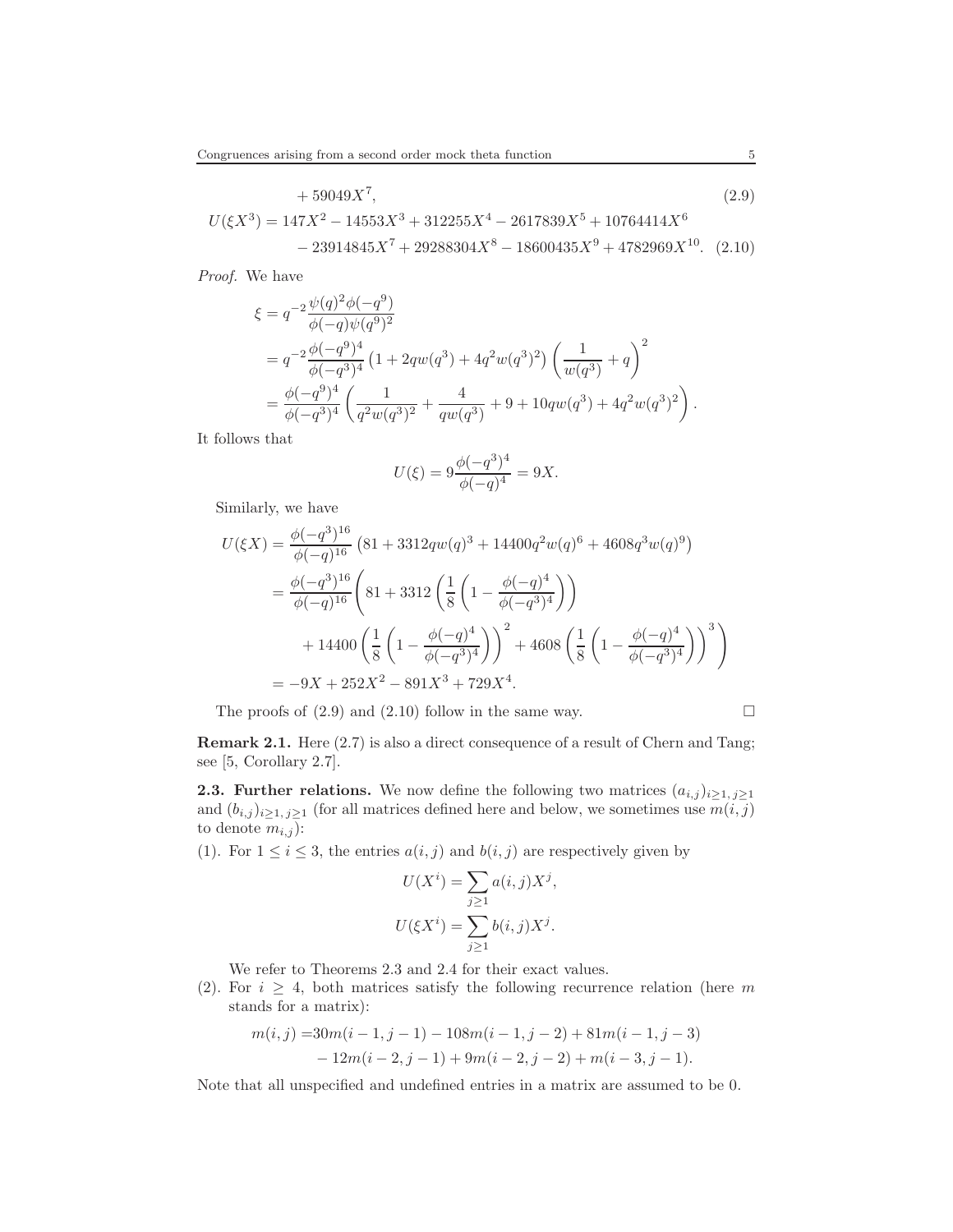$$+ 59049X^7, \tag{2.9}$$

$$U(\xi X^3) = 147X^2 - 14553X^3 + 312255X^4 - 2617839X^5 + 10764414X^6 - 23914845X^7 + 29288304X^8 - 18600435X^9 + 4782969X^{10}. \tag{2.10}$$

*Proof.* We have

$$\begin{aligned}
\xi &= q^{-2}\frac{\psi(q)^2\phi(-q^9)}{\phi(-q)\psi(q^9)^2} \\
&= q^{-2}\frac{\phi(-q^9)^4}{\phi(-q^3)^4}\left(1 + 2qw(q^3) + 4q^2w(q^3)^2\right)\left(\frac{1}{w(q^3)} + q\right)^2 \\
&= \frac{\phi(-q^9)^4}{\phi(-q^3)^4}\left(\frac{1}{q^2w(q^3)^2} + \frac{4}{qw(q^3)} + 9 + 10qw(q^3) + 4q^2w(q^3)^2\right).
\end{aligned}$$

It follows that

$$U(\xi) = 9\frac{\phi(-q^3)^4}{\phi(-q)^4} = 9X.$$

Similarly, we have

$$\begin{aligned}
U(\xi X) &= \frac{\phi(-q^3)^{16}}{\phi(-q)^{16}}\left(81 + 3312qw(q)^3 + 14400q^2w(q)^6 + 4608q^3w(q)^9\right) \\
&= \frac{\phi(-q^3)^{16}}{\phi(-q)^{16}}\Bigg(81 + 3312\left(\frac{1}{8}\left(1 - \frac{\phi(-q)^4}{\phi(-q^3)^4}\right)\right) \\
&\quad + 14400\left(\frac{1}{8}\left(1 - \frac{\phi(-q)^4}{\phi(-q^3)^4}\right)\right)^2 + 4608\left(\frac{1}{8}\left(1 - \frac{\phi(-q)^4}{\phi(-q^3)^4}\right)\right)^3\Bigg) \\
&= -9X + 252X^2 - 891X^3 + 729X^4.
\end{aligned}$$

The proofs of (2.9) and (2.10) follow in the same way. □

**Remark 2.1.** Here (2.7) is also a direct consequence of a result of Chern and Tang; see [5, Corollary 2.7].

**2.3. Further relations.** We now define the following two matrices $(a_{i,j})_{i\geq 1,\, j\geq 1}$ and $(b_{i,j})_{i\geq 1,\, j\geq 1}$ (for all matrices defined here and below, we sometimes use $m(i,j)$ to denote $m_{i,j}$):

(1). For $1 \leq i \leq 3$, the entries $a(i,j)$ and $b(i,j)$ are respectively given by

$$U(X^i) = \sum_{j\geq 1} a(i,j)X^j,$$

$$U(\xi X^i) = \sum_{j\geq 1} b(i,j)X^j.$$

We refer to Theorems 2.3 and 2.4 for their exact values.

(2). For $i \geq 4$, both matrices satisfy the following recurrence relation (here $m$ stands for a matrix):

$$\begin{aligned}
m(i,j) =& 30m(i-1,j-1) - 108m(i-1,j-2) + 81m(i-1,j-3) \\
&- 12m(i-2,j-1) + 9m(i-2,j-2) + m(i-3,j-1).
\end{aligned}$$

Note that all unspecified and undefined entries in a matrix are assumed to be 0.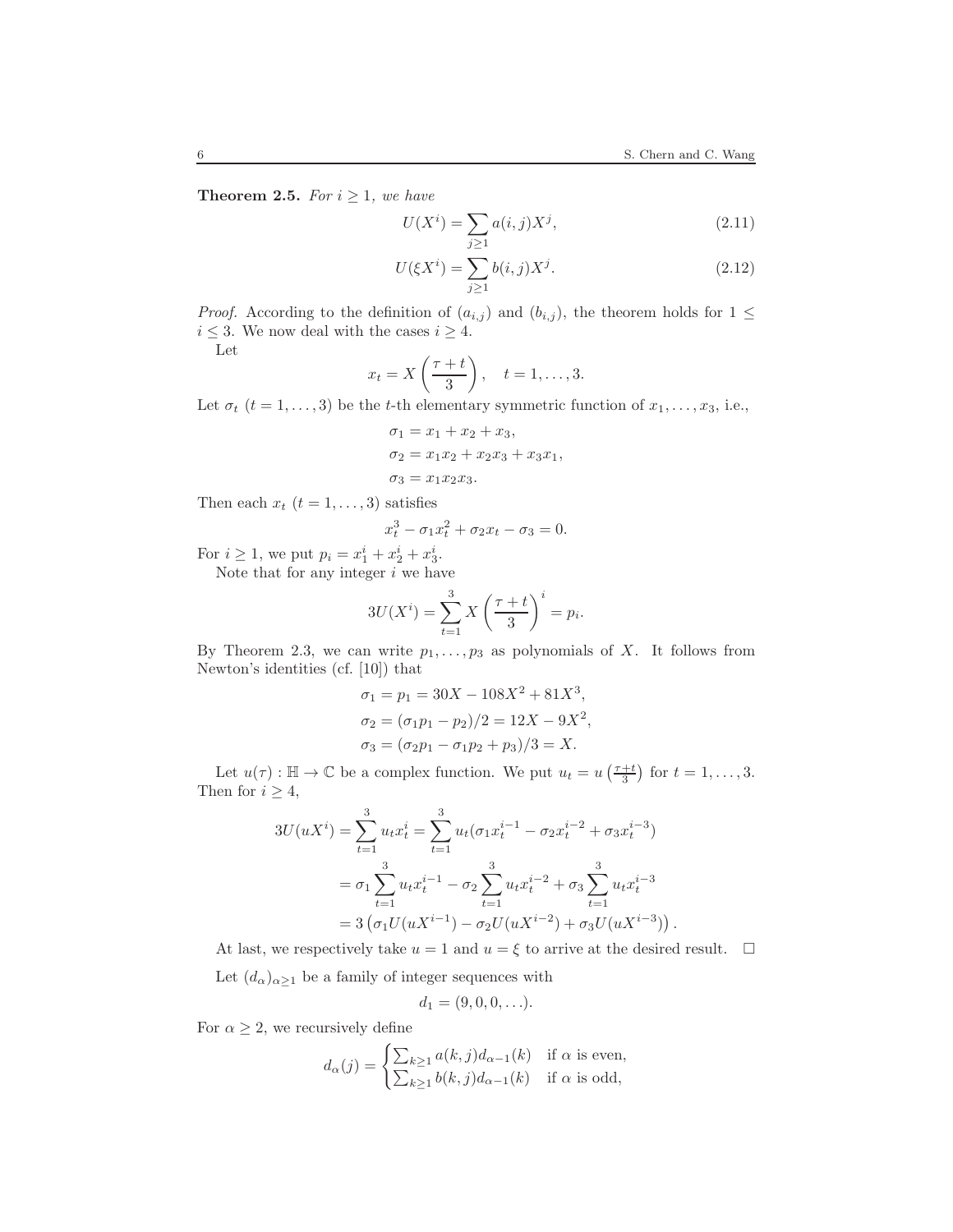**Theorem 2.5.** *For $i \geq 1$, we have*

$$U(X^i) = \sum_{j \geq 1} a(i,j) X^j, \tag{2.11}$$

$$U(\xi X^i) = \sum_{j \geq 1} b(i,j) X^j. \tag{2.12}$$

*Proof.* According to the definition of $(a_{i,j})$ and $(b_{i,j})$, the theorem holds for $1 \leq i \leq 3$. We now deal with the cases $i \geq 4$.

Let

$$x_t = X\left(\frac{\tau + t}{3}\right), \quad t = 1, \ldots, 3.$$

Let $\sigma_t$ $(t = 1, \ldots, 3)$ be the $t$-th elementary symmetric function of $x_1, \ldots, x_3$, i.e.,

$$\begin{aligned}
\sigma_1 &= x_1 + x_2 + x_3, \\
\sigma_2 &= x_1 x_2 + x_2 x_3 + x_3 x_1, \\
\sigma_3 &= x_1 x_2 x_3.
\end{aligned}$$

Then each $x_t$ $(t = 1, \ldots, 3)$ satisfies

$$x_t^3 - \sigma_1 x_t^2 + \sigma_2 x_t - \sigma_3 = 0.$$

For $i \geq 1$, we put $p_i = x_1^i + x_2^i + x_3^i$.

Note that for any integer $i$ we have

$$3U(X^i) = \sum_{t=1}^{3} X\left(\frac{\tau + t}{3}\right)^i = p_i.$$

By Theorem 2.3, we can write $p_1, \ldots, p_3$ as polynomials of $X$. It follows from Newton's identities (cf. [10]) that

$$\begin{aligned}
\sigma_1 &= p_1 = 30X - 108X^2 + 81X^3, \\
\sigma_2 &= (\sigma_1 p_1 - p_2)/2 = 12X - 9X^2, \\
\sigma_3 &= (\sigma_2 p_1 - \sigma_1 p_2 + p_3)/3 = X.
\end{aligned}$$

Let $u(\tau) : \mathbb{H} \to \mathbb{C}$ be a complex function. We put $u_t = u\left(\frac{\tau+t}{3}\right)$ for $t = 1, \ldots, 3$. Then for $i \geq 4$,

$$\begin{aligned}
3U(uX^i) &= \sum_{t=1}^{3} u_t x_t^i = \sum_{t=1}^{3} u_t (\sigma_1 x_t^{i-1} - \sigma_2 x_t^{i-2} + \sigma_3 x_t^{i-3}) \\
&= \sigma_1 \sum_{t=1}^{3} u_t x_t^{i-1} - \sigma_2 \sum_{t=1}^{3} u_t x_t^{i-2} + \sigma_3 \sum_{t=1}^{3} u_t x_t^{i-3} \\
&= 3\left(\sigma_1 U(uX^{i-1}) - \sigma_2 U(uX^{i-2}) + \sigma_3 U(uX^{i-3})\right).
\end{aligned}$$

At last, we respectively take $u = 1$ and $u = \xi$ to arrive at the desired result. $\square$

Let $(d_\alpha)_{\alpha \geq 1}$ be a family of integer sequences with

$$d_1 = (9, 0, 0, \ldots).$$

For $\alpha \geq 2$, we recursively define

$$d_\alpha(j) = \begin{cases} \sum_{k \geq 1} a(k,j) d_{\alpha-1}(k) & \text{if } \alpha \text{ is even}, \\ \sum_{k \geq 1} b(k,j) d_{\alpha-1}(k) & \text{if } \alpha \text{ is odd}, \end{cases}$$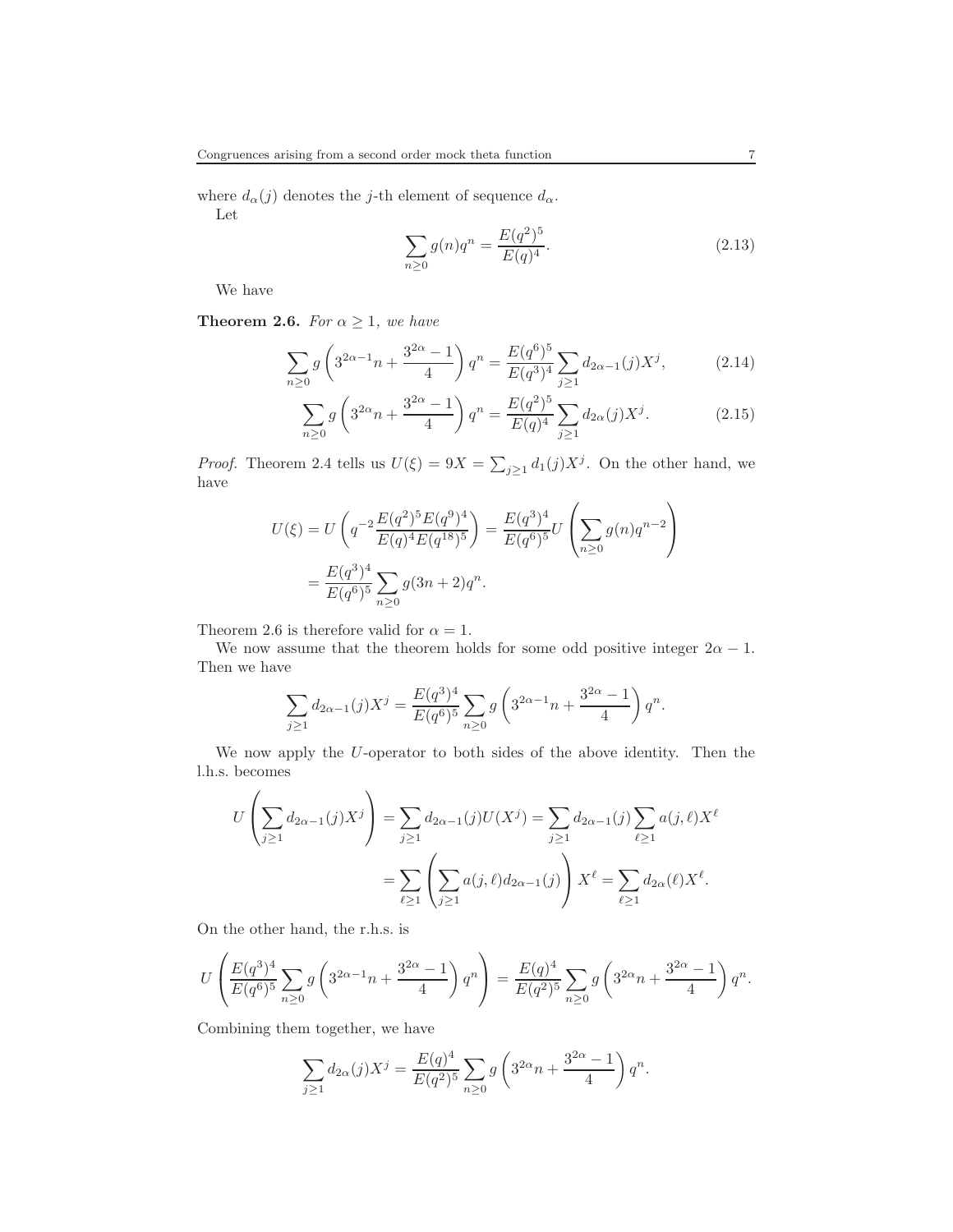where $d_\alpha(j)$ denotes the $j$-th element of sequence $d_\alpha$.

Let

$$\sum_{n\geq 0} g(n)q^n = \frac{E(q^2)^5}{E(q)^4}. \tag{2.13}$$

We have

**Theorem 2.6.** *For $\alpha \geq 1$, we have*

$$\sum_{n\geq 0} g\left(3^{2\alpha-1}n + \frac{3^{2\alpha}-1}{4}\right)q^n = \frac{E(q^6)^5}{E(q^3)^4}\sum_{j\geq 1} d_{2\alpha-1}(j)X^j, \tag{2.14}$$

$$\sum_{n\geq 0} g\left(3^{2\alpha}n + \frac{3^{2\alpha}-1}{4}\right)q^n = \frac{E(q^2)^5}{E(q)^4}\sum_{j\geq 1} d_{2\alpha}(j)X^j. \tag{2.15}$$

*Proof.* Theorem 2.4 tells us $U(\xi) = 9X = \sum_{j\geq 1} d_1(j)X^j$. On the other hand, we have

$$\begin{aligned} U(\xi) &= U\left(q^{-2}\frac{E(q^2)^5E(q^9)^4}{E(q)^4E(q^{18})^5}\right) = \frac{E(q^3)^4}{E(q^6)^5}U\left(\sum_{n\geq 0} g(n)q^{n-2}\right) \\ &= \frac{E(q^3)^4}{E(q^6)^5}\sum_{n\geq 0} g(3n+2)q^n. \end{aligned}$$

Theorem 2.6 is therefore valid for $\alpha = 1$.

We now assume that the theorem holds for some odd positive integer $2\alpha - 1$. Then we have

$$\sum_{j\geq 1} d_{2\alpha-1}(j)X^j = \frac{E(q^3)^4}{E(q^6)^5}\sum_{n\geq 0} g\left(3^{2\alpha-1}n + \frac{3^{2\alpha}-1}{4}\right)q^n.$$

We now apply the $U$-operator to both sides of the above identity. Then the l.h.s. becomes

$$\begin{aligned} U\left(\sum_{j\geq 1} d_{2\alpha-1}(j)X^j\right) &= \sum_{j\geq 1} d_{2\alpha-1}(j)U(X^j) = \sum_{j\geq 1} d_{2\alpha-1}(j)\sum_{\ell\geq 1} a(j,\ell)X^\ell \\ &= \sum_{\ell\geq 1}\left(\sum_{j\geq 1} a(j,\ell)d_{2\alpha-1}(j)\right)X^\ell = \sum_{\ell\geq 1} d_{2\alpha}(\ell)X^\ell. \end{aligned}$$

On the other hand, the r.h.s. is

$$U\left(\frac{E(q^3)^4}{E(q^6)^5}\sum_{n\geq 0} g\left(3^{2\alpha-1}n + \frac{3^{2\alpha}-1}{4}\right)q^n\right) = \frac{E(q)^4}{E(q^2)^5}\sum_{n\geq 0} g\left(3^{2\alpha}n + \frac{3^{2\alpha}-1}{4}\right)q^n.$$

Combining them together, we have

$$\sum_{j\geq 1} d_{2\alpha}(j)X^j = \frac{E(q)^4}{E(q^2)^5}\sum_{n\geq 0} g\left(3^{2\alpha}n + \frac{3^{2\alpha}-1}{4}\right)q^n.$$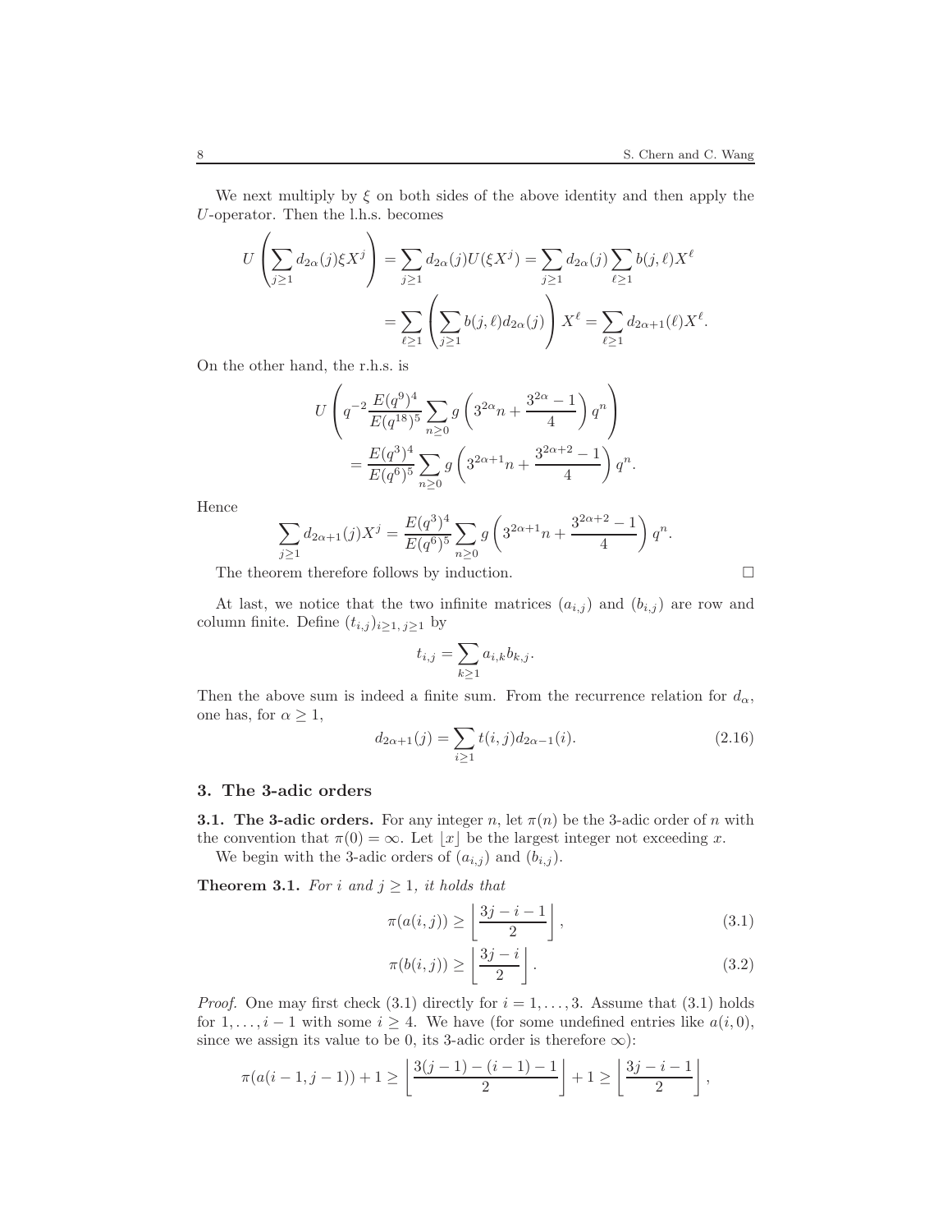We next multiply by $\xi$ on both sides of the above identity and then apply the $U$-operator. Then the l.h.s. becomes

$$U\left(\sum_{j\geq 1} d_{2\alpha}(j)\xi X^j\right) = \sum_{j\geq 1} d_{2\alpha}(j) U(\xi X^j) = \sum_{j\geq 1} d_{2\alpha}(j) \sum_{\ell\geq 1} b(j,\ell) X^\ell$$

$$= \sum_{\ell\geq 1}\left(\sum_{j\geq 1} b(j,\ell) d_{2\alpha}(j)\right) X^\ell = \sum_{\ell\geq 1} d_{2\alpha+1}(\ell) X^\ell.$$

On the other hand, the r.h.s. is

$$U\left(q^{-2}\frac{E(q^9)^4}{E(q^{18})^5}\sum_{n\geq 0} g\left(3^{2\alpha}n + \frac{3^{2\alpha}-1}{4}\right) q^n\right)$$

$$= \frac{E(q^3)^4}{E(q^6)^5}\sum_{n\geq 0} g\left(3^{2\alpha+1}n + \frac{3^{2\alpha+2}-1}{4}\right) q^n.$$

Hence

$$\sum_{j\geq 1} d_{2\alpha+1}(j) X^j = \frac{E(q^3)^4}{E(q^6)^5}\sum_{n\geq 0} g\left(3^{2\alpha+1}n + \frac{3^{2\alpha+2}-1}{4}\right) q^n.$$

The theorem therefore follows by induction. □

At last, we notice that the two infinite matrices $(a_{i,j})$ and $(b_{i,j})$ are row and column finite. Define $(t_{i,j})_{i\geq 1,\, j\geq 1}$ by

$$t_{i,j} = \sum_{k\geq 1} a_{i,k} b_{k,j}.$$

Then the above sum is indeed a finite sum. From the recurrence relation for $d_\alpha$, one has, for $\alpha \geq 1$,

$$d_{2\alpha+1}(j) = \sum_{i\geq 1} t(i,j) d_{2\alpha-1}(i). \tag{2.16}$$

## 3. The 3-adic orders

**3.1. The 3-adic orders.** For any integer $n$, let $\pi(n)$ be the 3-adic order of $n$ with the convention that $\pi(0) = \infty$. Let $\lfloor x \rfloor$ be the largest integer not exceeding $x$.

We begin with the 3-adic orders of $(a_{i,j})$ and $(b_{i,j})$.

**Theorem 3.1.** *For $i$ and $j \geq 1$, it holds that*

$$\pi(a(i,j)) \geq \left\lfloor \frac{3j - i - 1}{2} \right\rfloor, \tag{3.1}$$

$$\pi(b(i,j)) \geq \left\lfloor \frac{3j - i}{2} \right\rfloor. \tag{3.2}$$

*Proof.* One may first check (3.1) directly for $i = 1, \ldots, 3$. Assume that (3.1) holds for $1, \ldots, i-1$ with some $i \geq 4$. We have (for some undefined entries like $a(i,0)$, since we assign its value to be 0, its 3-adic order is therefore $\infty$):

$$\pi(a(i-1,j-1)) + 1 \geq \left\lfloor \frac{3(j-1) - (i-1) - 1}{2} \right\rfloor + 1 \geq \left\lfloor \frac{3j - i - 1}{2} \right\rfloor,$$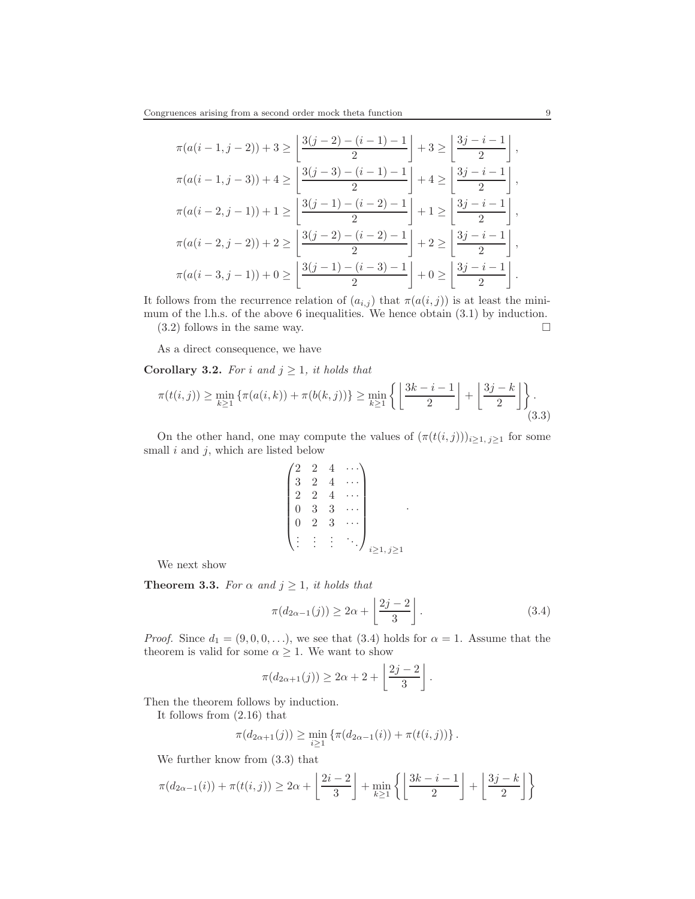$$\pi(a(i-1,j-2))+3 \geq \left\lfloor \frac{3(j-2)-(i-1)-1}{2} \right\rfloor + 3 \geq \left\lfloor \frac{3j-i-1}{2} \right\rfloor,$$

$$\pi(a(i-1,j-3))+4 \geq \left\lfloor \frac{3(j-3)-(i-1)-1}{2} \right\rfloor + 4 \geq \left\lfloor \frac{3j-i-1}{2} \right\rfloor,$$

$$\pi(a(i-2,j-1))+1 \geq \left\lfloor \frac{3(j-1)-(i-2)-1}{2} \right\rfloor + 1 \geq \left\lfloor \frac{3j-i-1}{2} \right\rfloor,$$

$$\pi(a(i-2,j-2))+2 \geq \left\lfloor \frac{3(j-2)-(i-2)-1}{2} \right\rfloor + 2 \geq \left\lfloor \frac{3j-i-1}{2} \right\rfloor,$$

$$\pi(a(i-3,j-1))+0 \geq \left\lfloor \frac{3(j-1)-(i-3)-1}{2} \right\rfloor + 0 \geq \left\lfloor \frac{3j-i-1}{2} \right\rfloor.$$

It follows from the recurrence relation of $(a_{i,j})$ that $\pi(a(i,j))$ is at least the minimum of the l.h.s. of the above 6 inequalities. We hence obtain (3.1) by induction. (3.2) follows in the same way. □

As a direct consequence, we have

**Corollary 3.2.** *For $i$ and $j \geq 1$, it holds that*

$$\pi(t(i,j)) \geq \min_{k\geq 1}\{\pi(a(i,k))+\pi(b(k,j))\} \geq \min_{k\geq 1}\left\{ \left\lfloor \frac{3k-i-1}{2} \right\rfloor + \left\lfloor \frac{3j-k}{2} \right\rfloor \right\}. \tag{3.3}$$

On the other hand, one may compute the values of $(\pi(t(i,j)))_{i\geq 1,\, j\geq 1}$ for some small $i$ and $j$, which are listed below

$$\begin{pmatrix} 2 & 2 & 4 & \cdots \\ 3 & 2 & 4 & \cdots \\ 2 & 2 & 4 & \cdots \\ 0 & 3 & 3 & \cdots \\ 0 & 2 & 3 & \cdots \\ \vdots & \vdots & \vdots & \ddots \end{pmatrix}_{i\geq 1,\, j\geq 1}.$$

We next show

**Theorem 3.3.** *For $\alpha$ and $j \geq 1$, it holds that*

$$\pi(d_{2\alpha-1}(j)) \geq 2\alpha + \left\lfloor \frac{2j-2}{3} \right\rfloor. \tag{3.4}$$

*Proof.* Since $d_1 = (9, 0, 0, \ldots)$, we see that (3.4) holds for $\alpha = 1$. Assume that the theorem is valid for some $\alpha \geq 1$. We want to show

$$\pi(d_{2\alpha+1}(j)) \geq 2\alpha + 2 + \left\lfloor \frac{2j-2}{3} \right\rfloor.$$

Then the theorem follows by induction.

It follows from (2.16) that

$$\pi(d_{2\alpha+1}(j)) \geq \min_{i\geq 1}\{\pi(d_{2\alpha-1}(i)) + \pi(t(i,j))\}.$$

We further know from (3.3) that

$$\pi(d_{2\alpha-1}(i)) + \pi(t(i,j)) \geq 2\alpha + \left\lfloor \frac{2i-2}{3} \right\rfloor + \min_{k\geq 1}\left\{ \left\lfloor \frac{3k-i-1}{2} \right\rfloor + \left\lfloor \frac{3j-k}{2} \right\rfloor \right\}$$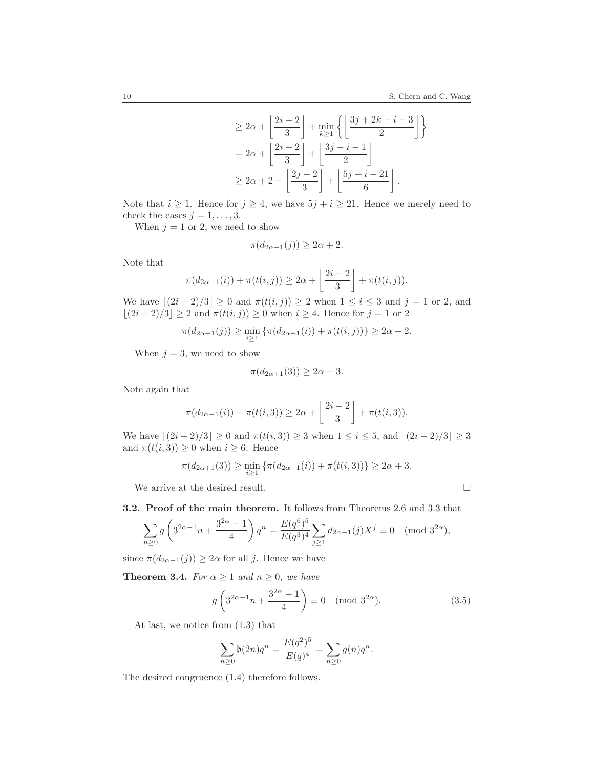$$
\begin{aligned}
&\geq 2\alpha + \left\lfloor \frac{2i-2}{3} \right\rfloor + \min_{k\geq 1} \left\{ \left\lfloor \frac{3j+2k-i-3}{2} \right\rfloor \right\} \\
&= 2\alpha + \left\lfloor \frac{2i-2}{3} \right\rfloor + \left\lfloor \frac{3j-i-1}{2} \right\rfloor \\
&\geq 2\alpha + 2 + \left\lfloor \frac{2j-2}{3} \right\rfloor + \left\lfloor \frac{5j+i-21}{6} \right\rfloor .
\end{aligned}
$$

Note that $i \geq 1$. Hence for $j \geq 4$, we have $5j + i \geq 21$. Hence we merely need to check the cases $j = 1, \ldots, 3$.

When $j = 1$ or 2, we need to show

$$
\pi(d_{2\alpha+1}(j)) \geq 2\alpha + 2.
$$

Note that

$$
\pi(d_{2\alpha-1}(i)) + \pi(t(i,j)) \geq 2\alpha + \left\lfloor \frac{2i-2}{3} \right\rfloor + \pi(t(i,j)).
$$

We have $\lfloor (2i-2)/3 \rfloor \geq 0$ and $\pi(t(i,j)) \geq 2$ when $1 \leq i \leq 3$ and $j = 1$ or 2, and $\lfloor (2i-2)/3 \rfloor \geq 2$ and $\pi(t(i,j)) \geq 0$ when $i \geq 4$. Hence for $j = 1$ or 2

$$
\pi(d_{2\alpha+1}(j)) \geq \min_{i\geq 1} \{ \pi(d_{2\alpha-1}(i)) + \pi(t(i,j)) \} \geq 2\alpha + 2.
$$

When $j = 3$, we need to show

$$
\pi(d_{2\alpha+1}(3)) \geq 2\alpha + 3.
$$

Note again that

$$
\pi(d_{2\alpha-1}(i)) + \pi(t(i,3)) \geq 2\alpha + \left\lfloor \frac{2i-2}{3} \right\rfloor + \pi(t(i,3)).
$$

We have $\lfloor (2i-2)/3 \rfloor \geq 0$ and $\pi(t(i,3)) \geq 3$ when $1 \leq i \leq 5$, and $\lfloor (2i-2)/3 \rfloor \geq 3$ and $\pi(t(i,3)) \geq 0$ when $i \geq 6$. Hence

$$
\pi(d_{2\alpha+1}(3)) \geq \min_{i\geq 1} \{ \pi(d_{2\alpha-1}(i)) + \pi(t(i,3)) \} \geq 2\alpha + 3.
$$

We arrive at the desired result. □

**3.2. Proof of the main theorem.** It follows from Theorems 2.6 and 3.3 that

$$
\sum_{n\geq 0} g\left(3^{2\alpha-1}n + \frac{3^{2\alpha}-1}{4}\right) q^n = \frac{E(q^6)^5}{E(q^3)^4} \sum_{j\geq 1} d_{2\alpha-1}(j) X^j \equiv 0 \pmod{3^{2\alpha}},
$$

since $\pi(d_{2\alpha-1}(j)) \geq 2\alpha$ for all $j$. Hence we have

**Theorem 3.4.** *For $\alpha \geq 1$ and $n \geq 0$, we have*

$$
g\left(3^{2\alpha-1}n + \frac{3^{2\alpha}-1}{4}\right) \equiv 0 \pmod{3^{2\alpha}}. \tag{3.5}
$$

At last, we notice from (1.3) that

$$
\sum_{n\geq 0} \mathfrak{b}(2n) q^n = \frac{E(q^2)^5}{E(q)^4} = \sum_{n\geq 0} g(n) q^n.
$$

The desired congruence (1.4) therefore follows.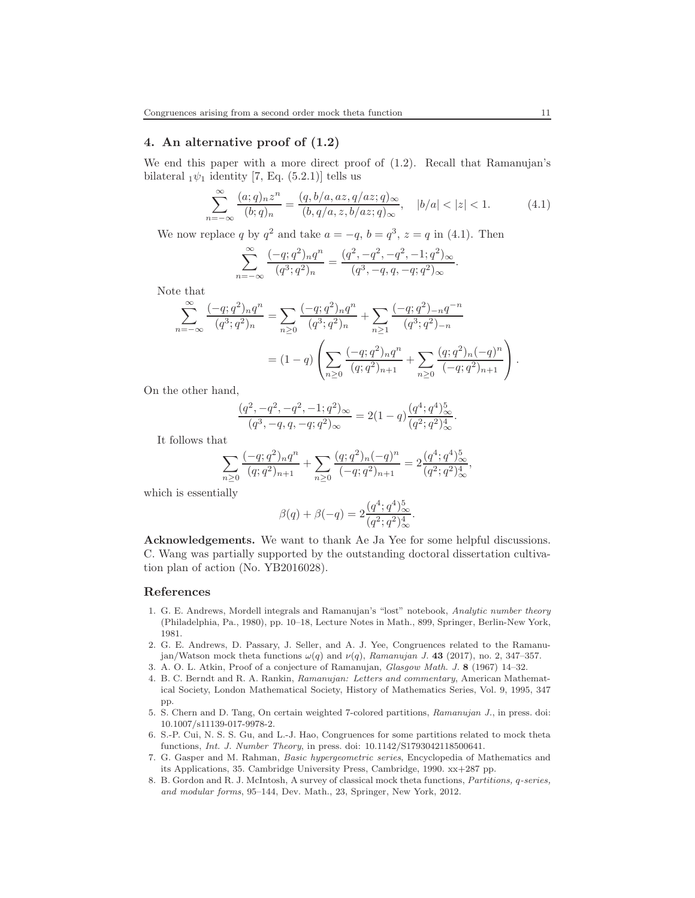## 4. An alternative proof of (1.2)

We end this paper with a more direct proof of (1.2). Recall that Ramanujan's bilateral ${}_1\psi_1$ identity [7, Eq. (5.2.1)] tells us

$$\sum_{n=-\infty}^{\infty} \frac{(a;q)_n z^n}{(b;q)_n} = \frac{(q, b/a, az, q/az; q)_\infty}{(b, q/a, z, b/az; q)_\infty}, \quad |b/a| < |z| < 1. \tag{4.1}$$

We now replace $q$ by $q^2$ and take $a = -q$, $b = q^3$, $z = q$ in (4.1). Then

$$\sum_{n=-\infty}^{\infty} \frac{(-q;q^2)_n q^n}{(q^3;q^2)_n} = \frac{(q^2, -q^2, -q^2, -1; q^2)_\infty}{(q^3, -q, q, -q; q^2)_\infty}.$$

Note that

$$\begin{aligned}
\sum_{n=-\infty}^{\infty} \frac{(-q;q^2)_n q^n}{(q^3;q^2)_n} &= \sum_{n\geq 0} \frac{(-q;q^2)_n q^n}{(q^3;q^2)_n} + \sum_{n\geq 1} \frac{(-q;q^2)_{-n} q^{-n}}{(q^3;q^2)_{-n}} \\
&= (1-q)\left( \sum_{n\geq 0} \frac{(-q;q^2)_n q^n}{(q;q^2)_{n+1}} + \sum_{n\geq 0} \frac{(q;q^2)_n (-q)^n}{(-q;q^2)_{n+1}} \right).
\end{aligned}$$

On the other hand,

$$\frac{(q^2, -q^2, -q^2, -1; q^2)_\infty}{(q^3, -q, q, -q; q^2)_\infty} = 2(1-q)\frac{(q^4;q^4)_\infty^5}{(q^2;q^2)_\infty^4}.$$

It follows that

$$\sum_{n\geq 0} \frac{(-q;q^2)_n q^n}{(q;q^2)_{n+1}} + \sum_{n\geq 0} \frac{(q;q^2)_n (-q)^n}{(-q;q^2)_{n+1}} = 2\frac{(q^4;q^4)_\infty^5}{(q^2;q^2)_\infty^4},$$

which is essentially

$$\beta(q) + \beta(-q) = 2\frac{(q^4;q^4)_\infty^5}{(q^2;q^2)_\infty^4}.$$

**Acknowledgements.** We want to thank Ae Ja Yee for some helpful discussions. C. Wang was partially supported by the outstanding doctoral dissertation cultivation plan of action (No. YB2016028).

## References

1. G. E. Andrews, Mordell integrals and Ramanujan's "lost" notebook, *Analytic number theory* (Philadelphia, Pa., 1980), pp. 10–18, Lecture Notes in Math., 899, Springer, Berlin-New York, 1981.
2. G. E. Andrews, D. Passary, J. Seller, and A. J. Yee, Congruences related to the Ramanujan/Watson mock theta functions $\omega(q)$ and $\nu(q)$, *Ramanujan J.* **43** (2017), no. 2, 347–357.
3. A. O. L. Atkin, Proof of a conjecture of Ramanujan, *Glasgow Math. J.* **8** (1967) 14–32.
4. B. C. Berndt and R. A. Rankin, *Ramanujan: Letters and commentary*, American Mathematical Society, London Mathematical Society, History of Mathematics Series, Vol. 9, 1995, 347 pp.
5. S. Chern and D. Tang, On certain weighted 7-colored partitions, *Ramanujan J.*, in press. doi: 10.1007/s11139-017-9978-2.
6. S.-P. Cui, N. S. S. Gu, and L.-J. Hao, Congruences for some partitions related to mock theta functions, *Int. J. Number Theory*, in press. doi: 10.1142/S1793042118500641.
7. G. Gasper and M. Rahman, *Basic hypergeometric series*, Encyclopedia of Mathematics and its Applications, 35. Cambridge University Press, Cambridge, 1990. xx+287 pp.
8. B. Gordon and R. J. McIntosh, A survey of classical mock theta functions, *Partitions, q-series, and modular forms*, 95–144, Dev. Math., 23, Springer, New York, 2012.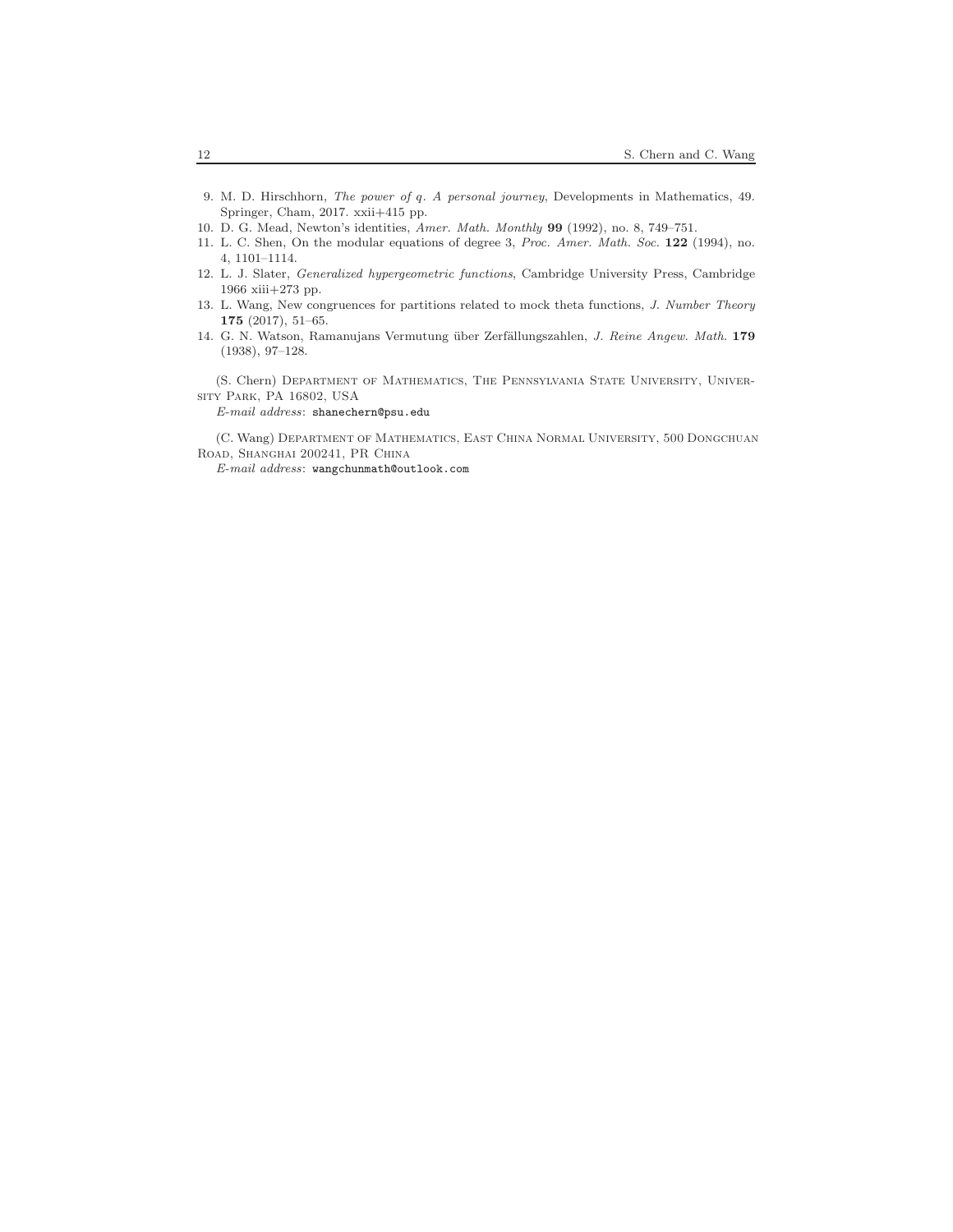9. M. D. Hirschhorn, *The power of q. A personal journey*, Developments in Mathematics, 49. Springer, Cham, 2017. xxii+415 pp.
10. D. G. Mead, Newton's identities, *Amer. Math. Monthly* **99** (1992), no. 8, 749–751.
11. L. C. Shen, On the modular equations of degree 3, *Proc. Amer. Math. Soc.* **122** (1994), no. 4, 1101–1114.
12. L. J. Slater, *Generalized hypergeometric functions*, Cambridge University Press, Cambridge 1966 xiii+273 pp.
13. L. Wang, New congruences for partitions related to mock theta functions, *J. Number Theory* **175** (2017), 51–65.
14. G. N. Watson, Ramanujans Vermutung über Zerfällungszahlen, *J. Reine Angew. Math.* **179** (1938), 97–128.

(S. Chern) Department of Mathematics, The Pennsylvania State University, University Park, PA 16802, USA

*E-mail address*: `shanechern@psu.edu`

(C. Wang) Department of Mathematics, East China Normal University, 500 Dongchuan Road, Shanghai 200241, PR China

*E-mail address*: `wangchunmath@outlook.com`